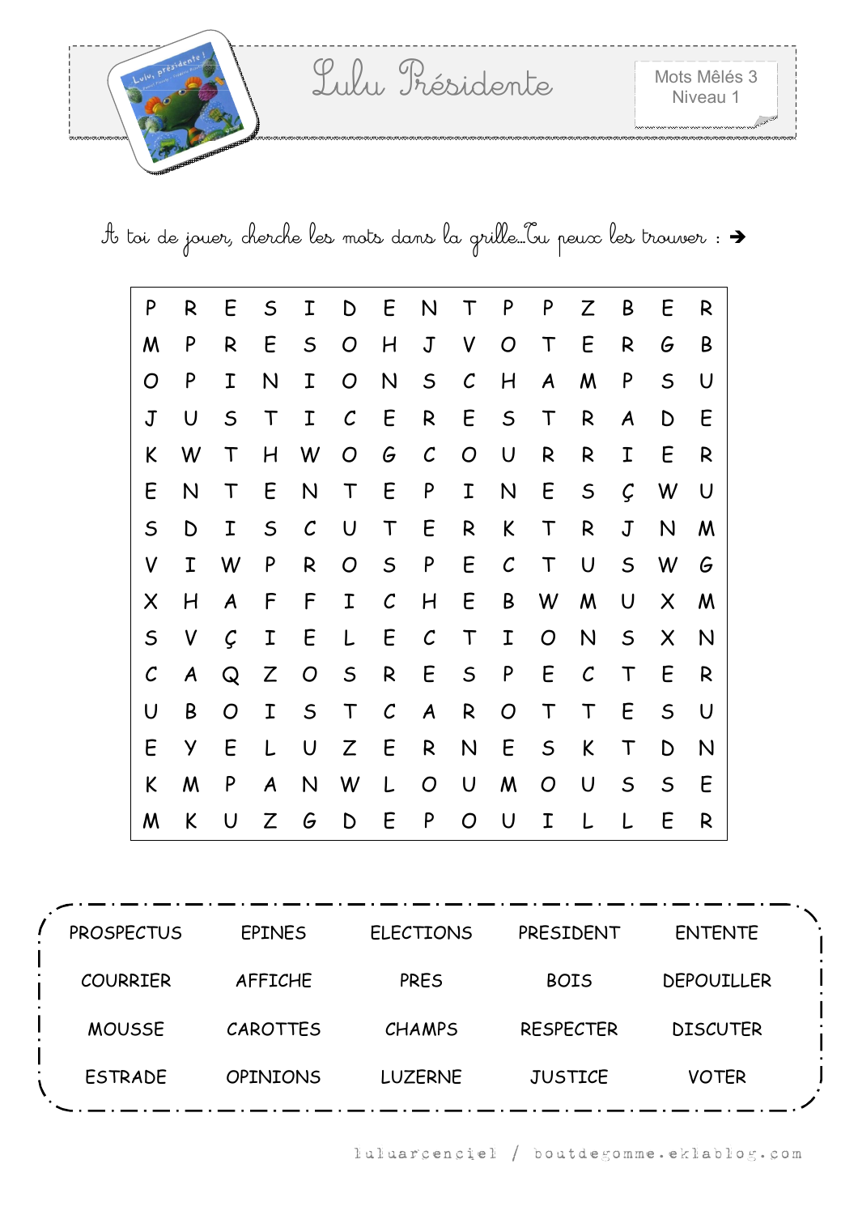# Lulu Présidente

Mots Mêlés 3
Niveau 1

A toi de jouer, cherche les mots dans la grille…Tu peux les trouver : ➔

| | | | | | | | | | | | | | | |
|---|---|---|---|---|---|---|---|---|---|---|---|---|---|---|
| P | R | E | S | I | D | E | N | T | P | P | Z | B | E | R |
| M | P | R | E | S | O | H | J | V | O | T | E | R | G | B |
| O | P | I | N | I | O | N | S | C | H | A | M | P | S | U |
| J | U | S | T | I | C | E | R | E | S | T | R | A | D | E |
| K | W | T | H | W | O | G | C | O | U | R | R | I | E | R |
| E | N | T | E | N | T | E | P | I | N | E | S | Ç | W | U |
| S | D | I | S | C | U | T | E | R | K | T | R | J | N | M |
| V | I | W | P | R | O | S | P | E | C | T | U | S | W | G |
| X | H | A | F | F | I | C | H | E | B | W | M | U | X | M |
| S | V | Ç | I | E | L | E | C | T | I | O | N | S | X | N |
| C | A | Q | Z | O | S | R | E | S | P | E | C | T | E | R |
| U | B | O | I | S | T | C | A | R | O | T | T | E | S | U |
| E | Y | E | L | U | Z | E | R | N | E | S | K | T | D | N |
| K | M | P | A | N | W | L | O | U | M | O | U | S | S | E |
| M | K | U | Z | G | D | E | P | O | U | I | L | L | E | R |

| | | | | |
|---|---|---|---|---|
| PROSPECTUS | EPINES | ELECTIONS | PRESIDENT | ENTENTE |
| COURRIER | AFFICHE | PRES | BOIS | DEPOUILLER |
| MOUSSE | CAROTTES | CHAMPS | RESPECTER | DISCUTER |
| ESTRADE | OPINIONS | LUZERNE | JUSTICE | VOTER |

luluarcenciel / boutdegomme.eklablog.com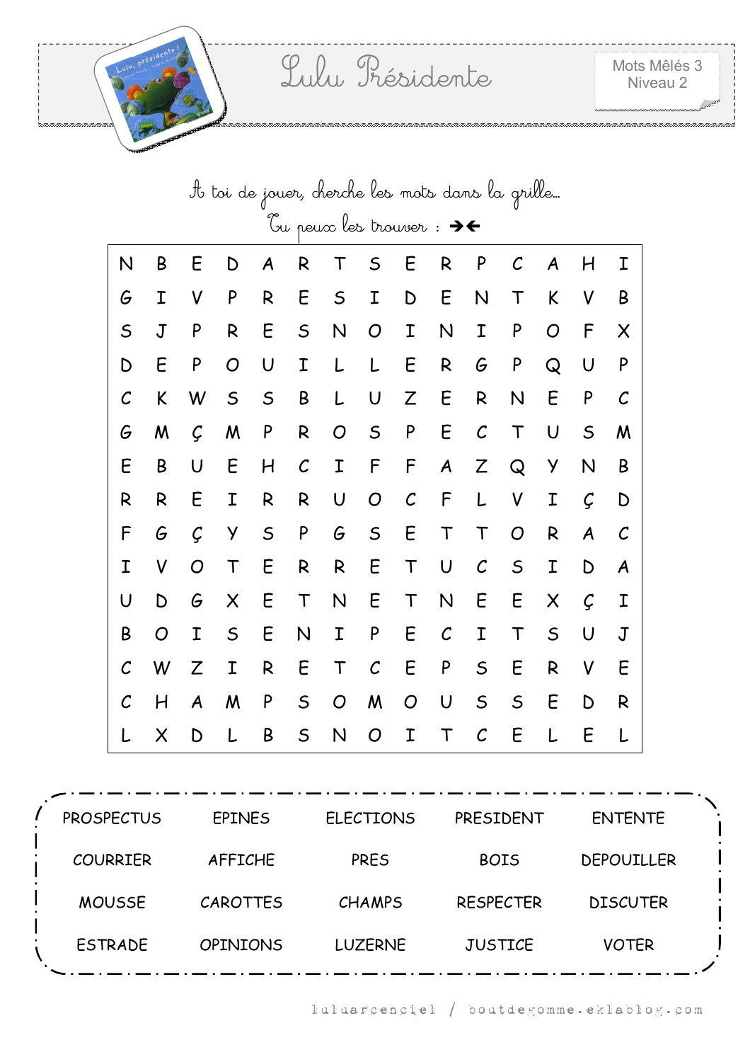# Lulu Présidente

Mots Mêlés 3
Niveau 2

A toi de jouer, cherche les mots dans la grille…

Tu peux les trouver : ➔➔

| | | | | | | | | | | | | | | |
|---|---|---|---|---|---|---|---|---|---|---|---|---|---|---|
| N | B | E | D | A | R | T | S | E | R | P | C | A | H | I |
| G | I | V | P | R | E | S | I | D | E | N | T | K | V | B |
| S | J | P | R | E | S | N | O | I | N | I | P | O | F | X |
| D | E | P | O | U | I | L | L | E | R | G | P | Q | U | P |
| C | K | W | S | S | B | L | U | Z | E | R | N | E | P | C |
| G | M | Ç | M | P | R | O | S | P | E | C | T | U | S | M |
| E | B | U | E | H | C | I | F | F | A | Z | Q | Y | N | B |
| R | R | E | I | R | R | U | O | C | F | L | V | I | Ç | D |
| F | G | Ç | Y | S | P | G | S | E | T | T | O | R | A | C |
| I | V | O | T | E | R | R | E | T | U | C | S | I | D | A |
| U | D | G | X | E | T | N | E | T | N | E | E | X | Ç | I |
| B | O | I | S | E | N | I | P | E | C | I | T | S | U | J |
| C | W | Z | I | R | E | T | C | E | P | S | E | R | V | E |
| C | H | A | M | P | S | O | M | O | U | S | S | E | D | R |
| L | X | D | L | B | S | N | O | I | T | C | E | L | E | L |

| | | | | |
|---|---|---|---|---|
| PROSPECTUS | EPINES | ELECTIONS | PRESIDENT | ENTENTE |
| COURRIER | AFFICHE | PRES | BOIS | DEPOUILLER |
| MOUSSE | CAROTTES | CHAMPS | RESPECTER | DISCUTER |
| ESTRADE | OPINIONS | LUZERNE | JUSTICE | VOTER |

luluarcenciel / boutdegomme.eklablog.com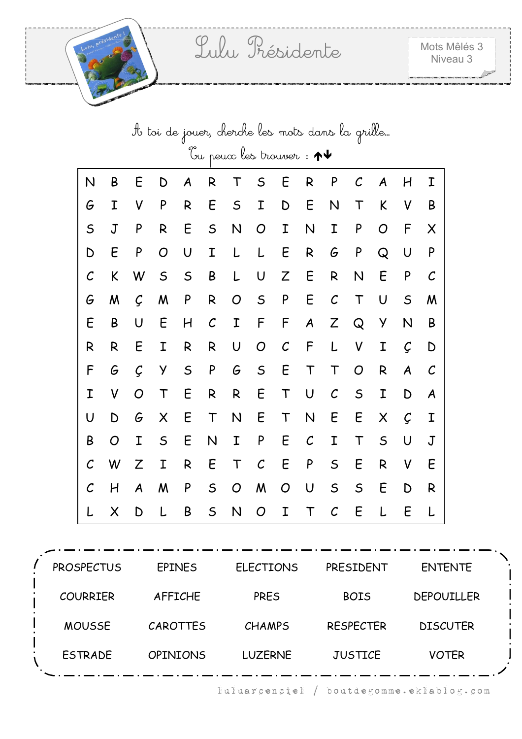# Lulu Présidente

Mots Mêlés 3
Niveau 3

A toi de jouer, cherche les mots dans la grille...
Tu peux les trouver : ↑↓

| | | | | | | | | | | | | | | |
|---|---|---|---|---|---|---|---|---|---|---|---|---|---|---|
| N | B | E | D | A | R | T | S | E | R | P | C | A | H | I |
| G | I | V | P | R | E | S | I | D | E | N | T | K | V | B |
| S | J | P | R | E | S | N | O | I | N | I | P | O | F | X |
| D | E | P | O | U | I | L | L | E | R | G | P | Q | U | P |
| C | K | W | S | S | B | L | U | Z | E | R | N | E | P | C |
| G | M | Ç | M | P | R | O | S | P | E | C | T | U | S | M |
| E | B | U | E | H | C | I | F | F | A | Z | Q | Y | N | B |
| R | R | E | I | R | R | U | O | C | F | L | V | I | Ç | D |
| F | G | Ç | Y | S | P | G | S | E | T | T | O | R | A | C |
| I | V | O | T | E | R | R | E | T | U | C | S | I | D | A |
| U | D | G | X | E | T | N | E | T | N | E | E | X | Ç | I |
| B | O | I | S | E | N | I | P | E | C | I | T | S | U | J |
| C | W | Z | I | R | E | T | C | E | P | S | E | R | V | E |
| C | H | A | M | P | S | O | M | O | U | S | S | E | D | R |
| L | X | D | L | B | S | N | O | I | T | C | E | L | E | L |

| | | | | |
|---|---|---|---|---|
| PROSPECTUS | EPINES | ELECTIONS | PRESIDENT | ENTENTE |
| COURRIER | AFFICHE | PRES | BOIS | DEPOUILLER |
| MOUSSE | CAROTTES | CHAMPS | RESPECTER | DISCUTER |
| ESTRADE | OPINIONS | LUZERNE | JUSTICE | VOTER |

luluarcenciel / boutdegomme.eklablog.com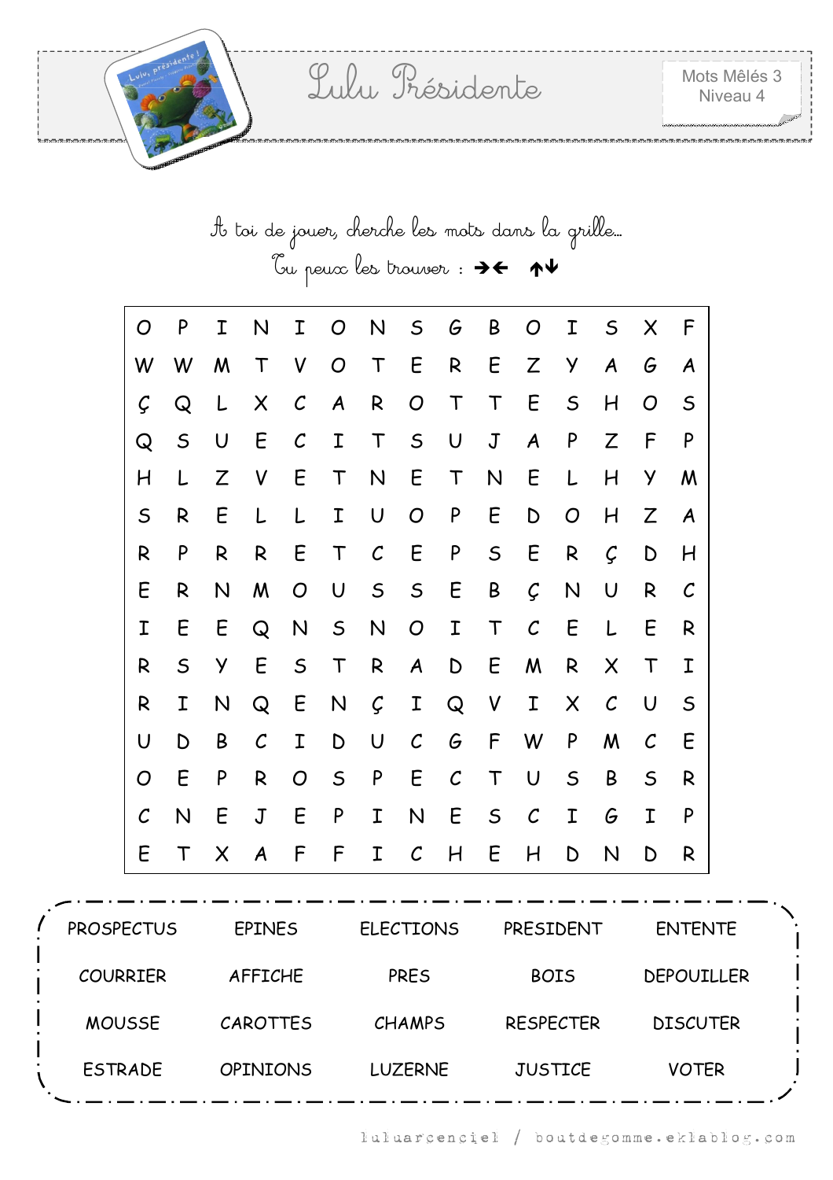# Lulu Présidente

Mots Mêlés 3
Niveau 4

A toi de jouer, cherche les mots dans la grille...
Tu peux les trouver : →← ↑↓

| | | | | | | | | | | | | | | |
|---|---|---|---|---|---|---|---|---|---|---|---|---|---|---|
| O | P | I | N | I | O | N | S | G | B | O | I | S | X | F |
| W | W | M | T | V | O | T | E | R | E | Z | Y | A | G | A |
| Ç | Q | L | X | C | A | R | O | T | T | E | S | H | O | S |
| Q | S | U | E | C | I | T | S | U | J | A | P | Z | F | P |
| H | L | Z | V | E | T | N | E | T | N | E | L | H | Y | M |
| S | R | E | L | L | I | U | O | P | E | D | O | H | Z | A |
| R | P | R | R | E | T | C | E | P | S | E | R | Ç | D | H |
| E | R | N | M | O | U | S | S | E | B | Ç | N | U | R | C |
| I | E | E | Q | N | S | N | O | I | T | C | E | L | E | R |
| R | S | Y | E | S | T | R | A | D | E | M | R | X | T | I |
| R | I | N | Q | E | N | Ç | I | Q | V | I | X | C | U | S |
| U | D | B | C | I | D | U | C | G | F | W | P | M | C | E |
| O | E | P | R | O | S | P | E | C | T | U | S | B | S | R |
| C | N | E | J | E | P | I | N | E | S | C | I | G | I | P |
| E | T | X | A | F | F | I | C | H | E | H | D | N | D | R |

| | | | | |
|---|---|---|---|---|
| PROSPECTUS | EPINES | ELECTIONS | PRESIDENT | ENTENTE |
| COURRIER | AFFICHE | PRES | BOIS | DEPOUILLER |
| MOUSSE | CAROTTES | CHAMPS | RESPECTER | DISCUTER |
| ESTRADE | OPINIONS | LUZERNE | JUSTICE | VOTER |

luluarcenciel / boutdegomme.eklablog.com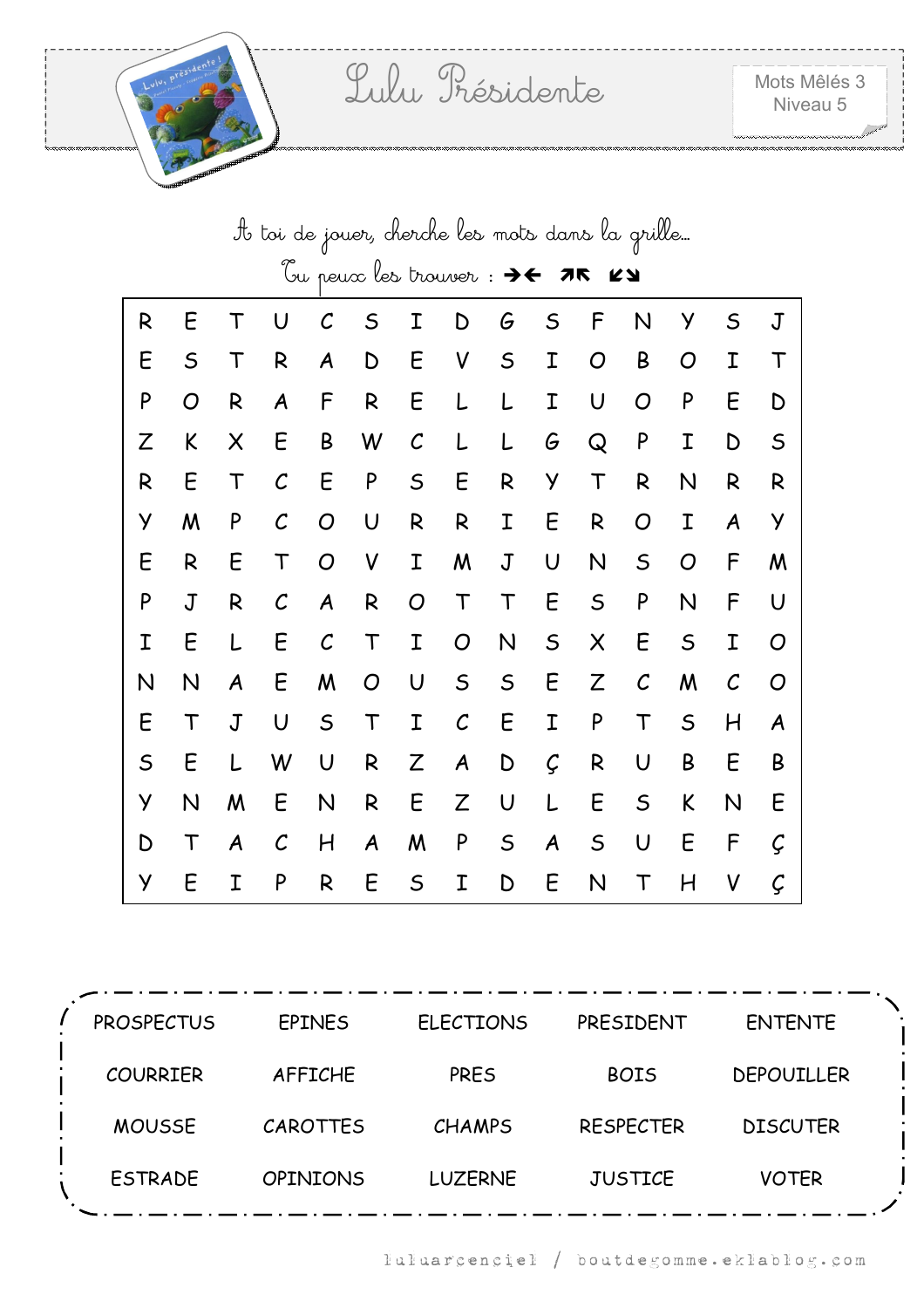# Lulu Présidente

Mots Mêlés 3
Niveau 5

A toi de jouer, cherche les mots dans la grille…
Tu peux les trouver : → ← ↗ ↖ ↙ ↘

| | | | | | | | | | | | | | | |
|---|---|---|---|---|---|---|---|---|---|---|---|---|---|---|
| R | E | T | U | C | S | I | D | G | S | F | N | Y | S | J |
| E | S | T | R | A | D | E | V | S | I | O | B | O | I | T |
| P | O | R | A | F | R | E | L | L | I | U | O | P | E | D |
| Z | K | X | E | B | W | C | L | L | G | Q | P | I | D | S |
| R | E | T | C | E | P | S | E | R | Y | T | R | N | R | R |
| Y | M | P | C | O | U | R | R | I | E | R | O | I | A | Y |
| E | R | E | T | O | V | I | M | J | U | N | S | O | F | M |
| P | J | R | C | A | R | O | T | T | E | S | P | N | F | U |
| I | E | L | E | C | T | I | O | N | S | X | E | S | I | O |
| N | N | A | E | M | O | U | S | S | E | Z | C | M | C | O |
| E | T | J | U | S | T | I | C | E | I | P | T | S | H | A |
| S | E | L | W | U | R | Z | A | D | Ç | R | U | B | E | B |
| Y | N | M | E | N | R | E | Z | U | L | E | S | K | N | E |
| D | T | A | C | H | A | M | P | S | A | S | U | E | F | Ç |
| Y | E | I | P | R | E | S | I | D | E | N | T | H | V | Ç |

| | | | | |
|---|---|---|---|---|
| PROSPECTUS | EPINES | ELECTIONS | PRESIDENT | ENTENTE |
| COURRIER | AFFICHE | PRES | BOIS | DEPOUILLER |
| MOUSSE | CAROTTES | CHAMPS | RESPECTER | DISCUTER |
| ESTRADE | OPINIONS | LUZERNE | JUSTICE | VOTER |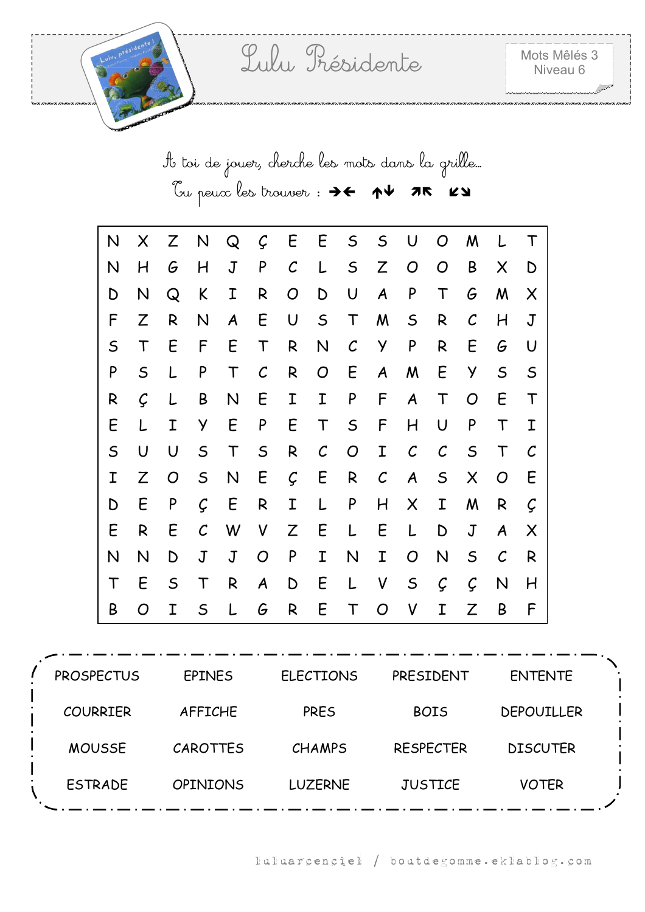# Lulu Présidente

Mots Mêlés 3
Niveau 6

A toi de jouer, cherche les mots dans la grille...
Tu peux les trouver : ➔← ↑↓ ➚➚ ↙↘

| | | | | | | | | | | | | | | |
|---|---|---|---|---|---|---|---|---|---|---|---|---|---|---|
| N | X | Z | N | Q | Ç | E | E | S | S | U | O | M | L | T |
| N | H | G | H | J | P | C | L | S | Z | O | O | B | X | D |
| D | N | Q | K | I | R | O | D | U | A | P | T | G | M | X |
| F | Z | R | N | A | E | U | S | T | M | S | R | C | H | J |
| S | T | E | F | E | T | R | N | C | Y | P | R | E | G | U |
| P | S | L | P | T | C | R | O | E | A | M | E | Y | S | S |
| R | Ç | L | B | N | E | I | I | P | F | A | T | O | E | T |
| E | L | I | Y | E | P | E | T | S | F | H | U | P | T | I |
| S | U | U | S | T | S | R | C | O | I | C | C | S | T | C |
| I | Z | O | S | N | E | Ç | E | R | C | A | S | X | O | E |
| D | E | P | Ç | E | R | I | L | P | H | X | I | M | R | Ç |
| E | R | E | C | W | V | Z | E | L | E | L | D | J | A | X |
| N | N | D | J | J | O | P | I | N | I | O | N | S | C | R |
| T | E | S | T | R | A | D | E | L | V | S | Ç | Ç | N | H |
| B | O | I | S | L | G | R | E | T | O | V | I | Z | B | F |

| | | | | |
|---|---|---|---|---|
| PROSPECTUS | EPINES | ELECTIONS | PRESIDENT | ENTENTE |
| COURRIER | AFFICHE | PRES | BOIS | DEPOUILLER |
| MOUSSE | CAROTTES | CHAMPS | RESPECTER | DISCUTER |
| ESTRADE | OPINIONS | LUZERNE | JUSTICE | VOTER |

luluarcenciel / boutdegomme.eklablog.com